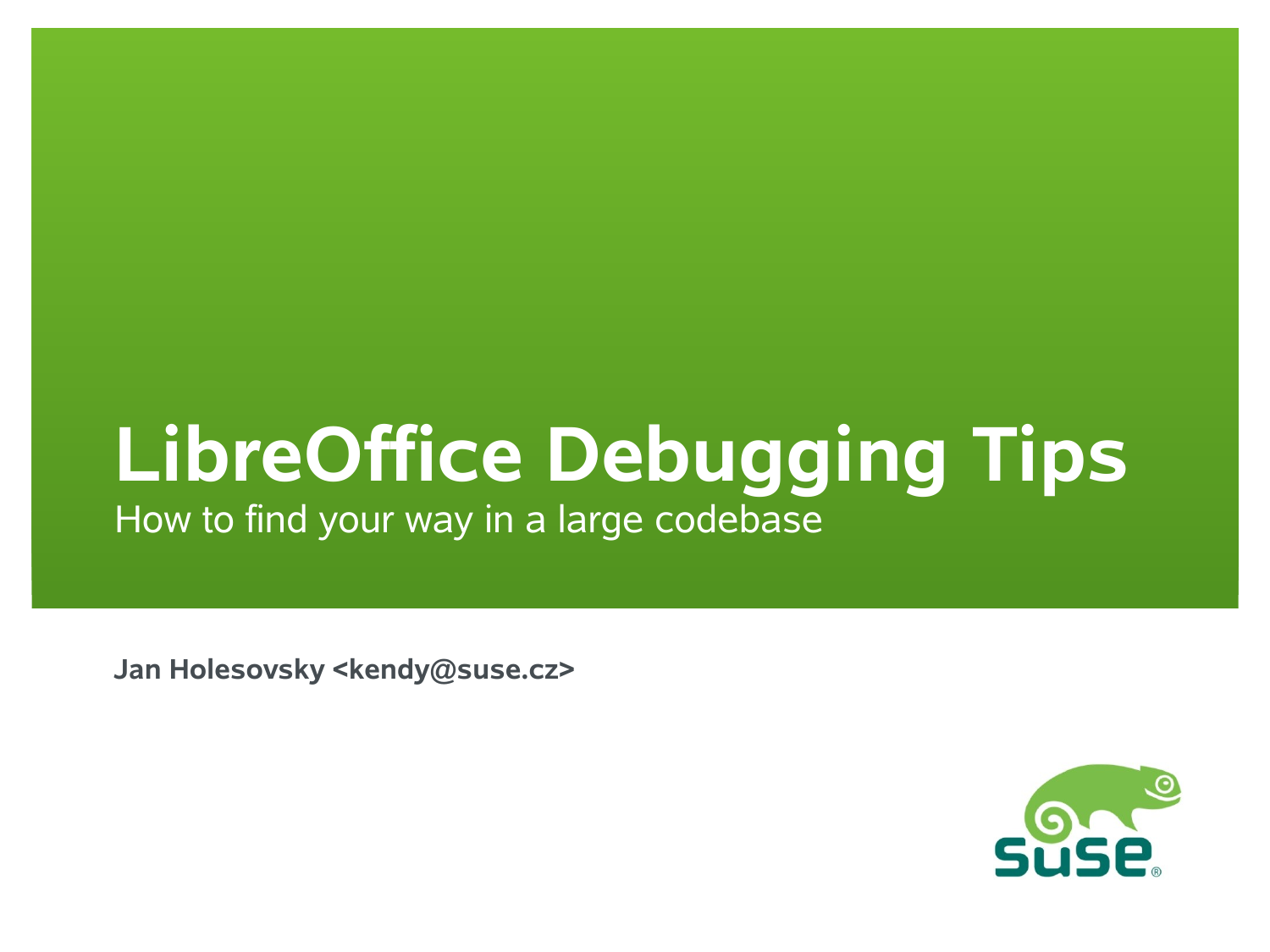# LibreOffice Debugging Tips

How to find your way in a large codebase

**Jan Holesovsky <kendy@suse.cz>**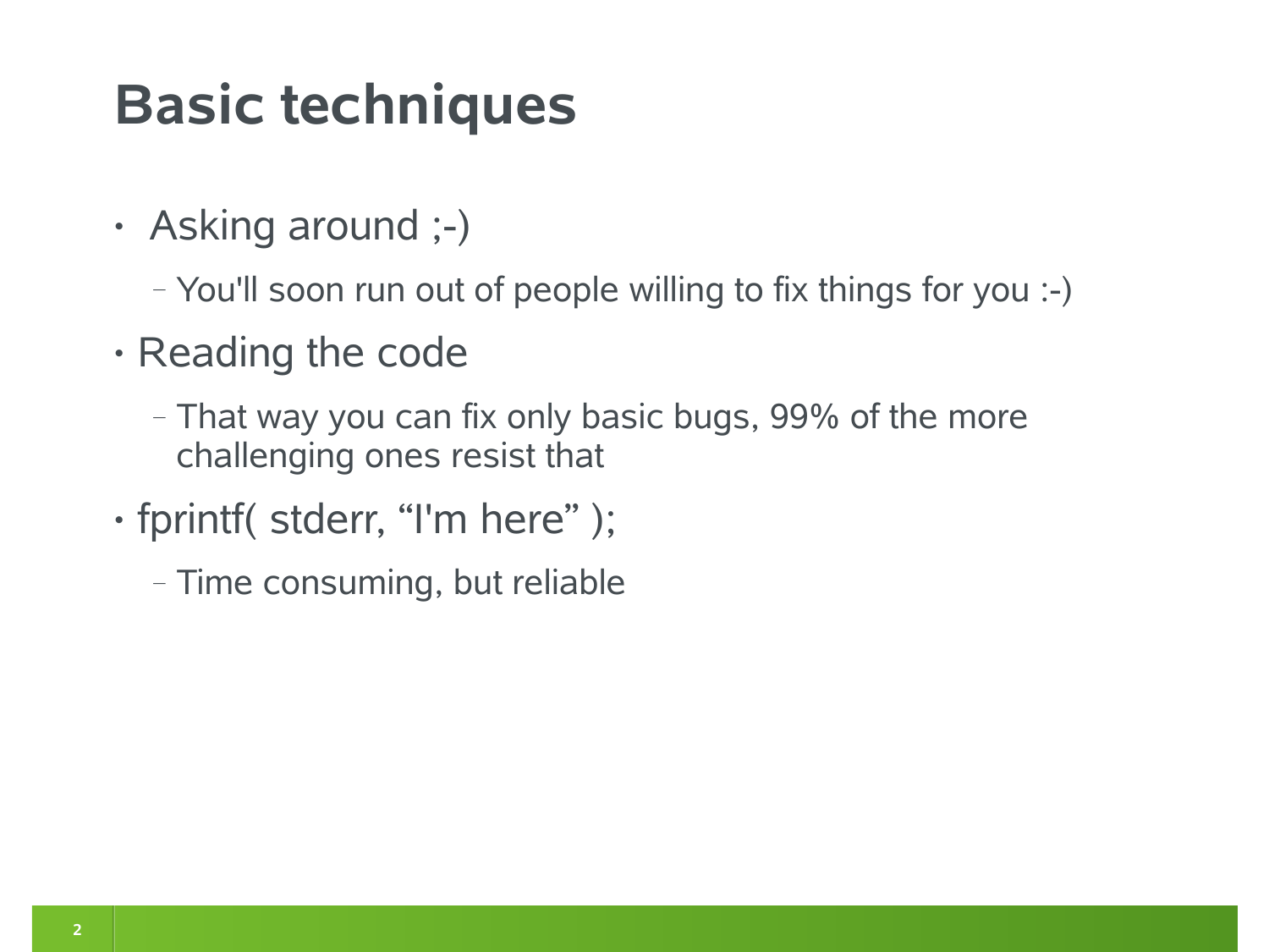# Basic techniques

- Asking around ;-)
  - You'll soon run out of people willing to fix things for you :-)
- Reading the code
  - That way you can fix only basic bugs, 99% of the more challenging ones resist that
- fprintf( stderr, “I'm here” );
  - Time consuming, but reliable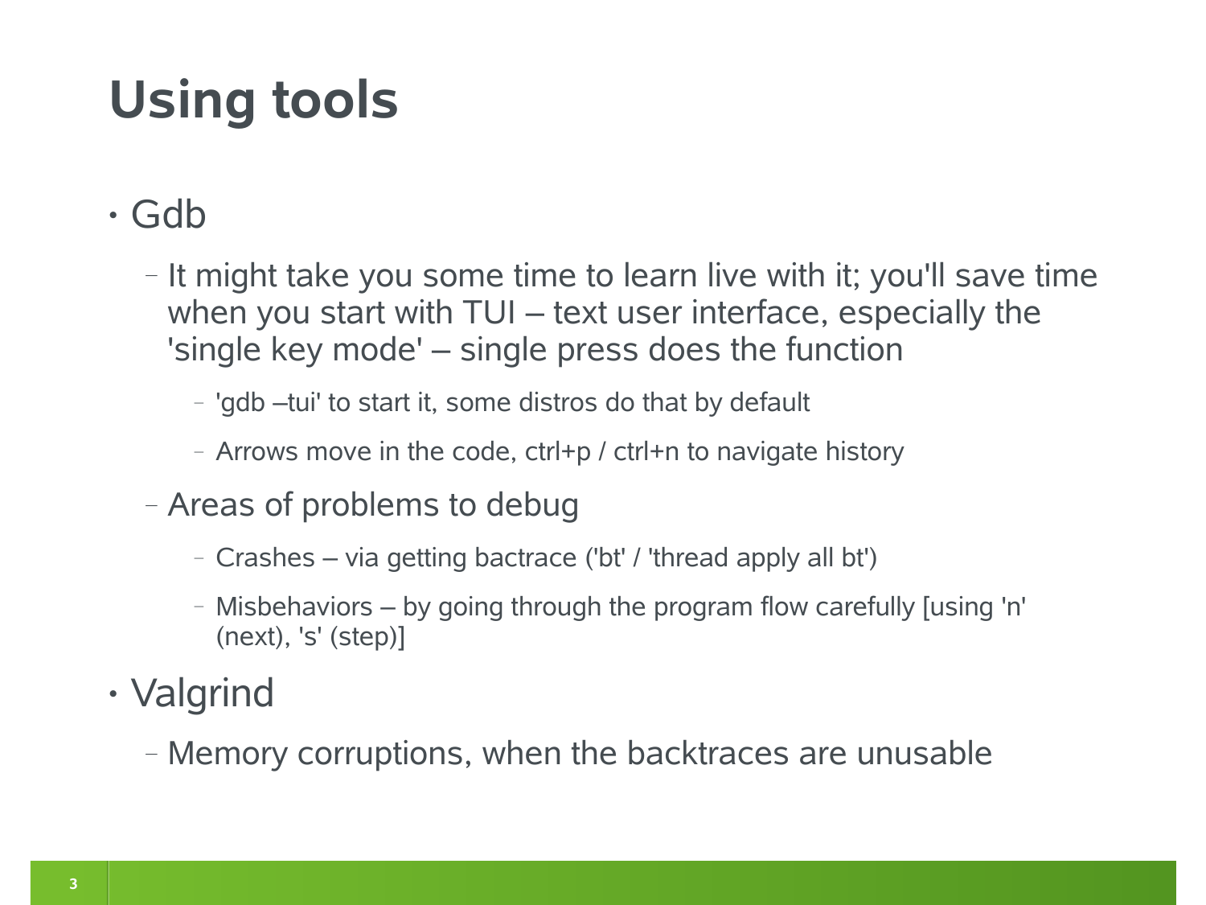# Using tools

- Gdb
  - It might take you some time to learn live with it; you'll save time when you start with TUI – text user interface, especially the 'single key mode' – single press does the function
    - 'gdb –tui' to start it, some distros do that by default
    - Arrows move in the code, ctrl+p / ctrl+n to navigate history
  - Areas of problems to debug
    - Crashes – via getting bactrace ('bt' / 'thread apply all bt')
    - Misbehaviors – by going through the program flow carefully [using 'n' (next), 's' (step)]
- Valgrind
  - Memory corruptions, when the backtraces are unusable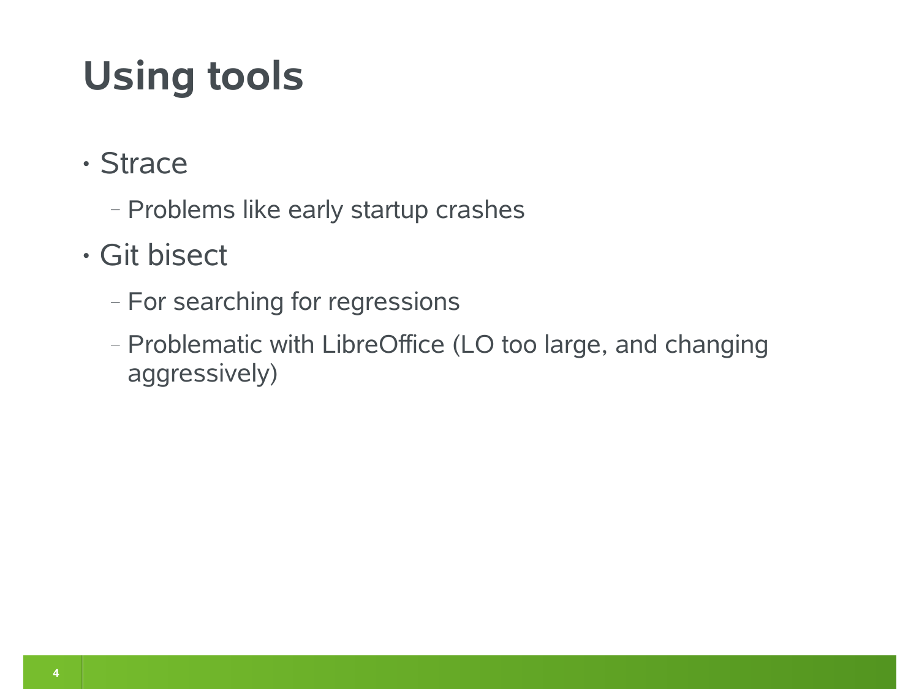# Using tools

- Strace
  - Problems like early startup crashes
- Git bisect
  - For searching for regressions
  - Problematic with LibreOffice (LO too large, and changing aggressively)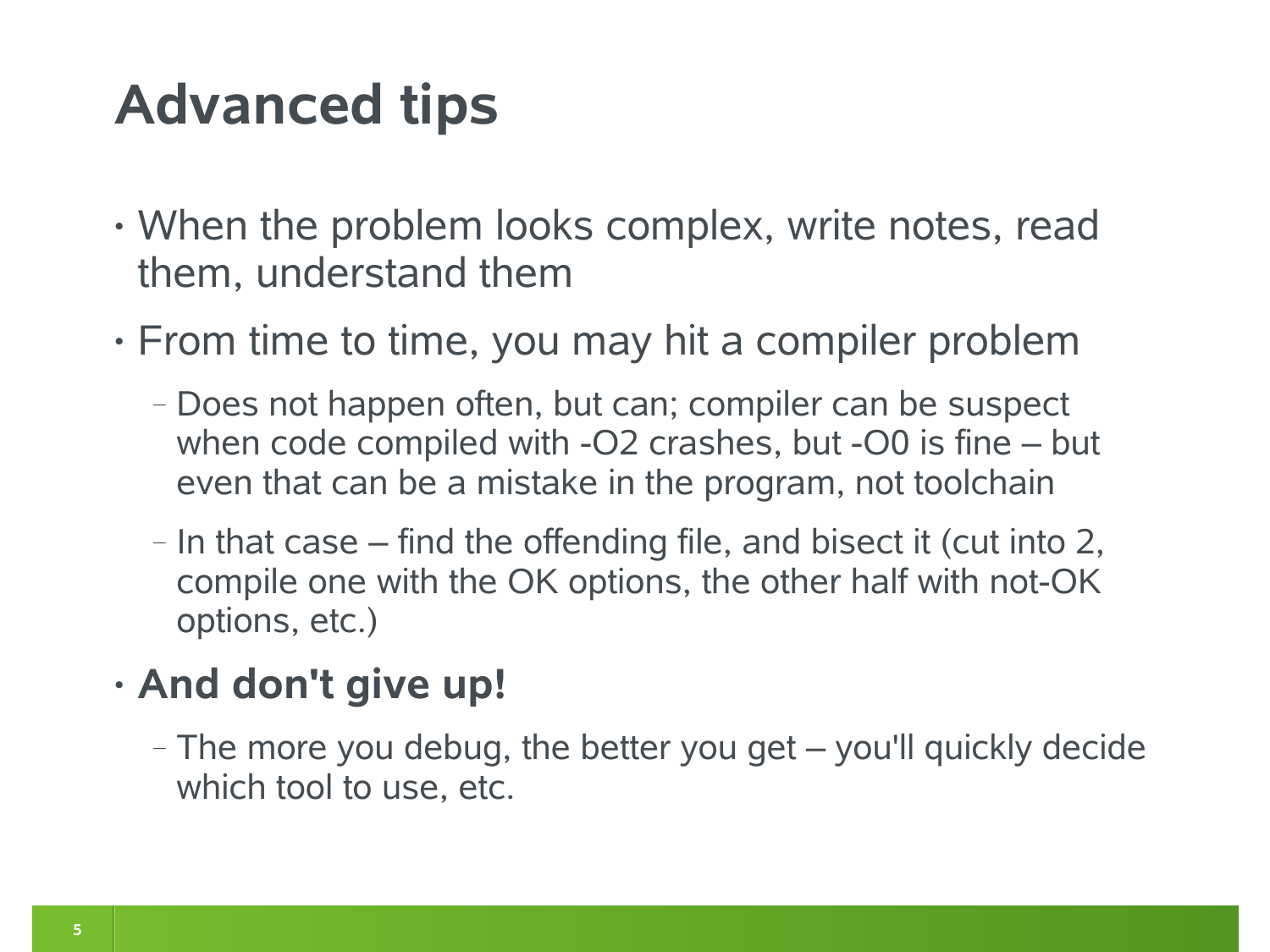# Advanced tips

- When the problem looks complex, write notes, read them, understand them
- From time to time, you may hit a compiler problem
  - Does not happen often, but can; compiler can be suspect when code compiled with -O2 crashes, but -O0 is fine – but even that can be a mistake in the program, not toolchain
  - In that case – find the offending file, and bisect it (cut into 2, compile one with the OK options, the other half with not-OK options, etc.)
- **And don't give up!**
  - The more you debug, the better you get – you'll quickly decide which tool to use, etc.